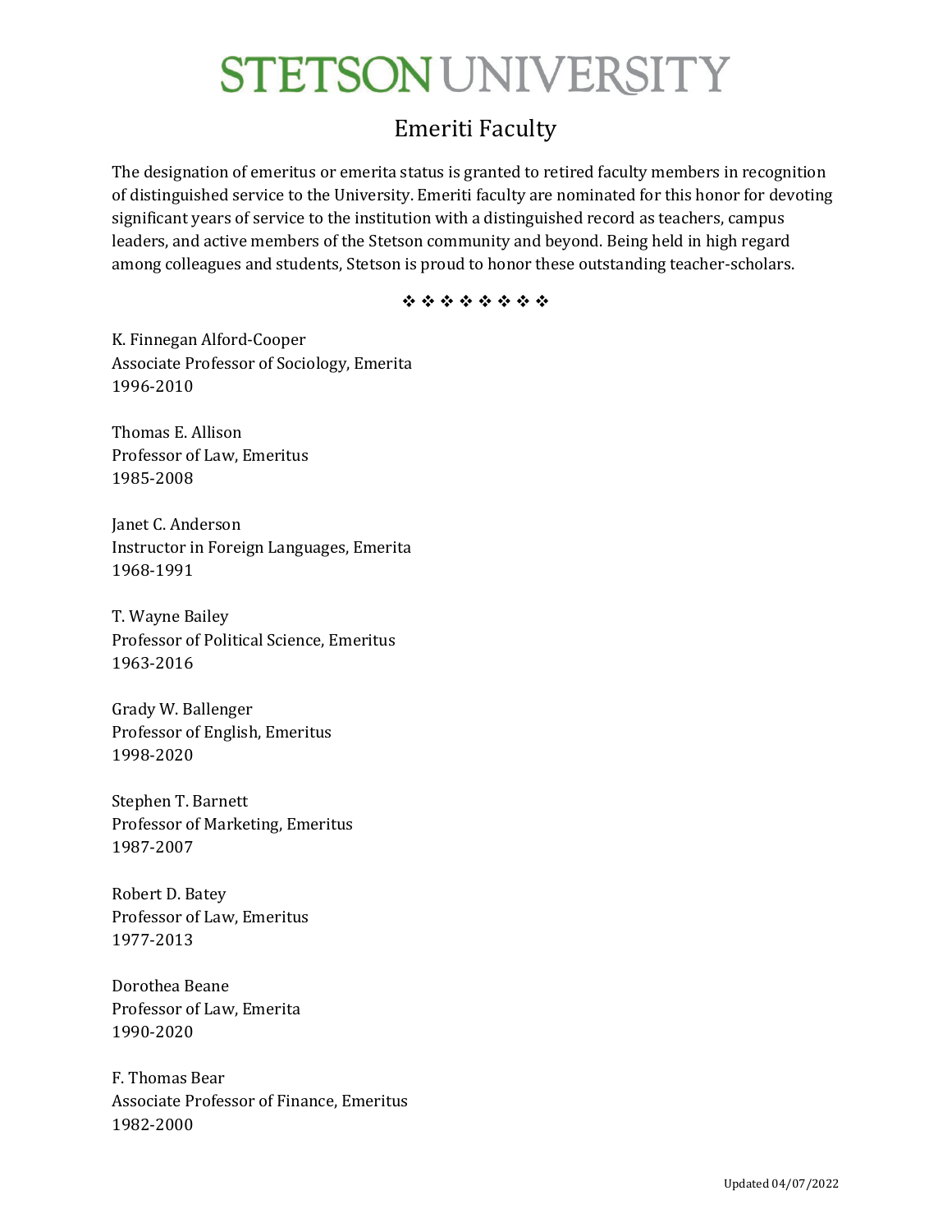# STETSON UNIVERSITY

## Emeriti Faculty

The designation of emeritus or emerita status is granted to retired faculty members in recognition of distinguished service to the University. Emeriti faculty are nominated for this honor for devoting significant years of service to the institution with a distinguished record as teachers, campus leaders, and active members of the Stetson community and beyond. Being held in high regard among colleagues and students, Stetson is proud to honor these outstanding teacher-scholars.

❖ ❖ ❖ ❖ ❖ ❖ ❖ ❖

K. Finnegan Alford-Cooper
Associate Professor of Sociology, Emerita
1996-2010

Thomas E. Allison
Professor of Law, Emeritus
1985-2008

Janet C. Anderson
Instructor in Foreign Languages, Emerita
1968-1991

T. Wayne Bailey
Professor of Political Science, Emeritus
1963-2016

Grady W. Ballenger
Professor of English, Emeritus
1998-2020

Stephen T. Barnett
Professor of Marketing, Emeritus
1987-2007

Robert D. Batey
Professor of Law, Emeritus
1977-2013

Dorothea Beane
Professor of Law, Emerita
1990-2020

F. Thomas Bear
Associate Professor of Finance, Emeritus
1982-2000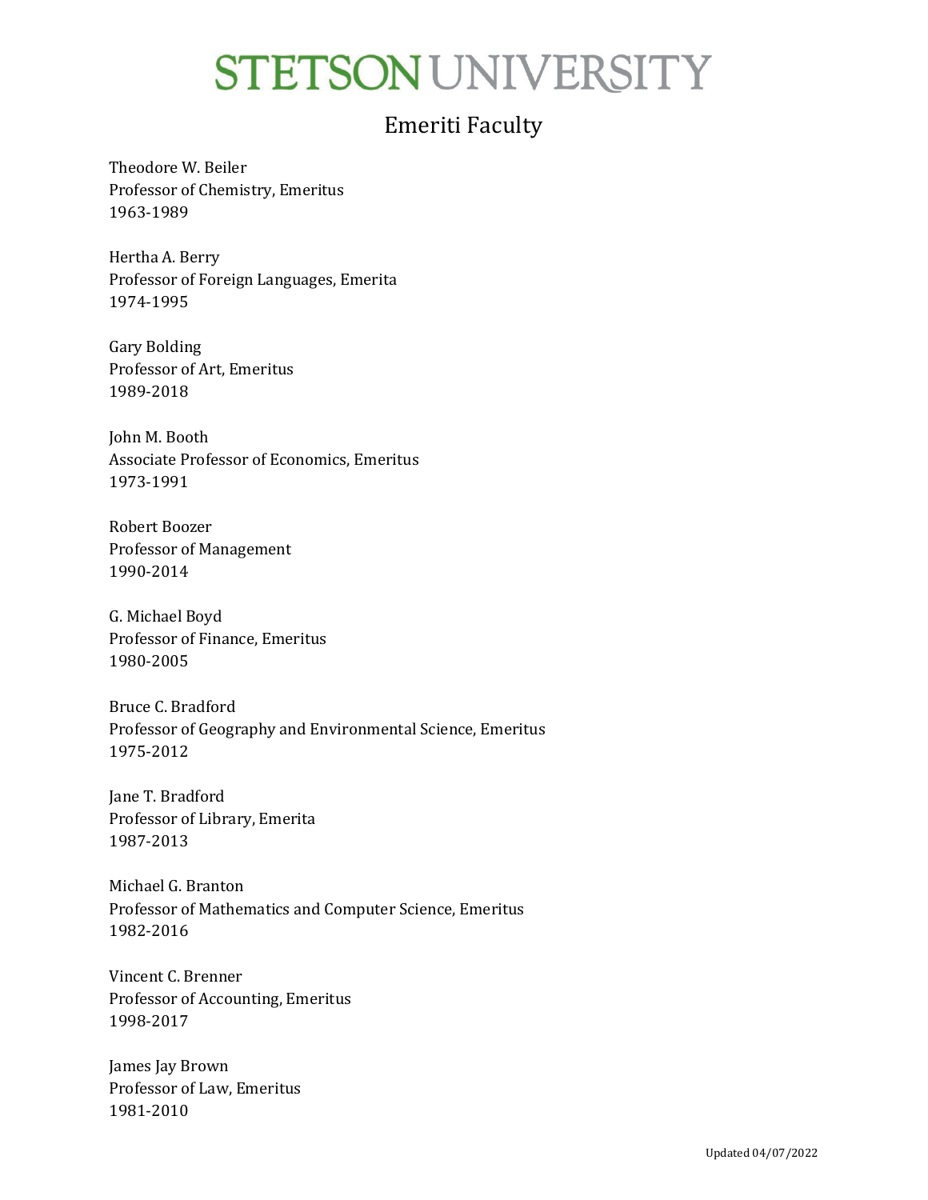# STETSON UNIVERSITY

## Emeriti Faculty

Theodore W. Beiler
Professor of Chemistry, Emeritus
1963-1989

Hertha A. Berry
Professor of Foreign Languages, Emerita
1974-1995

Gary Bolding
Professor of Art, Emeritus
1989-2018

John M. Booth
Associate Professor of Economics, Emeritus
1973-1991

Robert Boozer
Professor of Management
1990-2014

G. Michael Boyd
Professor of Finance, Emeritus
1980-2005

Bruce C. Bradford
Professor of Geography and Environmental Science, Emeritus
1975-2012

Jane T. Bradford
Professor of Library, Emerita
1987-2013

Michael G. Branton
Professor of Mathematics and Computer Science, Emeritus
1982-2016

Vincent C. Brenner
Professor of Accounting, Emeritus
1998-2017

James Jay Brown
Professor of Law, Emeritus
1981-2010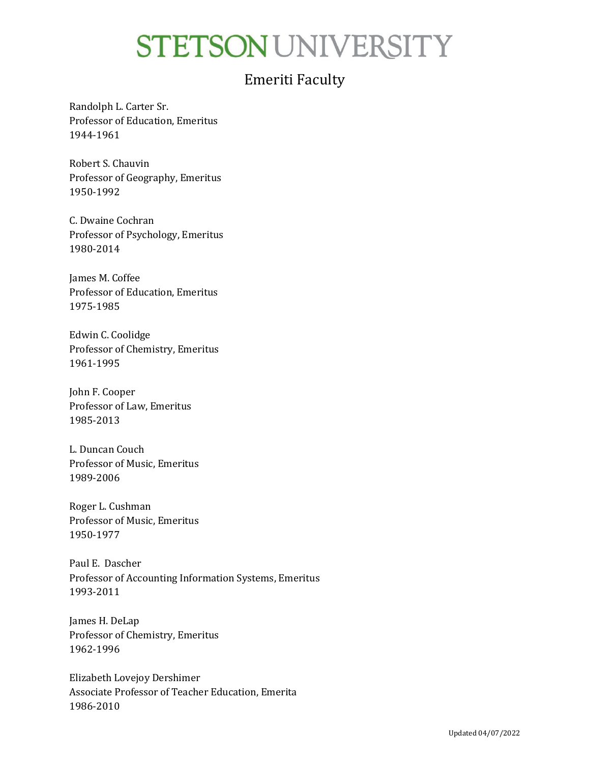# STETSON UNIVERSITY

## Emeriti Faculty

Randolph L. Carter Sr.
Professor of Education, Emeritus
1944-1961

Robert S. Chauvin
Professor of Geography, Emeritus
1950-1992

C. Dwaine Cochran
Professor of Psychology, Emeritus
1980-2014

James M. Coffee
Professor of Education, Emeritus
1975-1985

Edwin C. Coolidge
Professor of Chemistry, Emeritus
1961-1995

John F. Cooper
Professor of Law, Emeritus
1985-2013

L. Duncan Couch
Professor of Music, Emeritus
1989-2006

Roger L. Cushman
Professor of Music, Emeritus
1950-1977

Paul E. Dascher
Professor of Accounting Information Systems, Emeritus
1993-2011

James H. DeLap
Professor of Chemistry, Emeritus
1962-1996

Elizabeth Lovejoy Dershimer
Associate Professor of Teacher Education, Emerita
1986-2010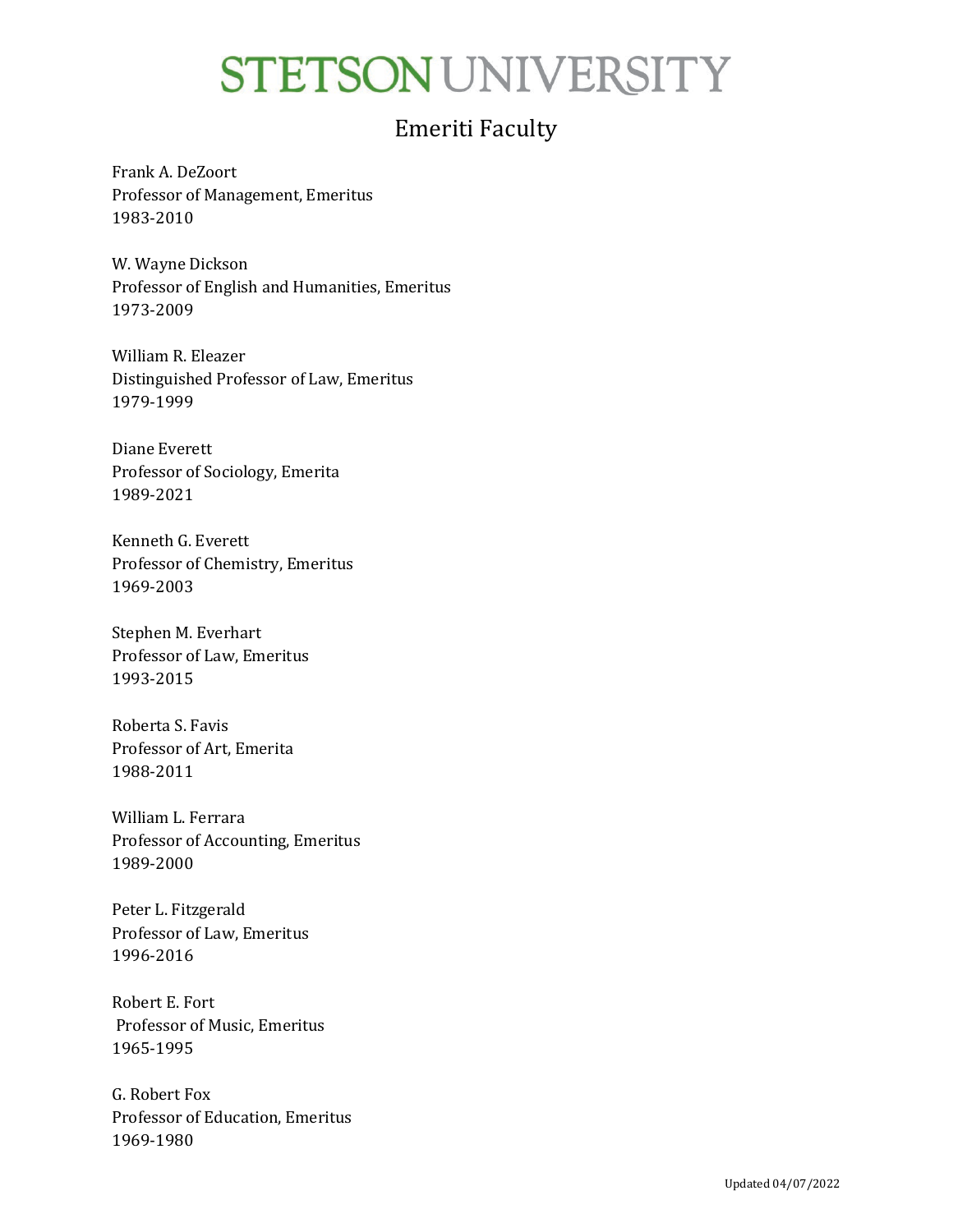# STETSON UNIVERSITY

## Emeriti Faculty

Frank A. DeZoort
Professor of Management, Emeritus
1983-2010

W. Wayne Dickson
Professor of English and Humanities, Emeritus
1973-2009

William R. Eleazer
Distinguished Professor of Law, Emeritus
1979-1999

Diane Everett
Professor of Sociology, Emerita
1989-2021

Kenneth G. Everett
Professor of Chemistry, Emeritus
1969-2003

Stephen M. Everhart
Professor of Law, Emeritus
1993-2015

Roberta S. Favis
Professor of Art, Emerita
1988-2011

William L. Ferrara
Professor of Accounting, Emeritus
1989-2000

Peter L. Fitzgerald
Professor of Law, Emeritus
1996-2016

Robert E. Fort
Professor of Music, Emeritus
1965-1995

G. Robert Fox
Professor of Education, Emeritus
1969-1980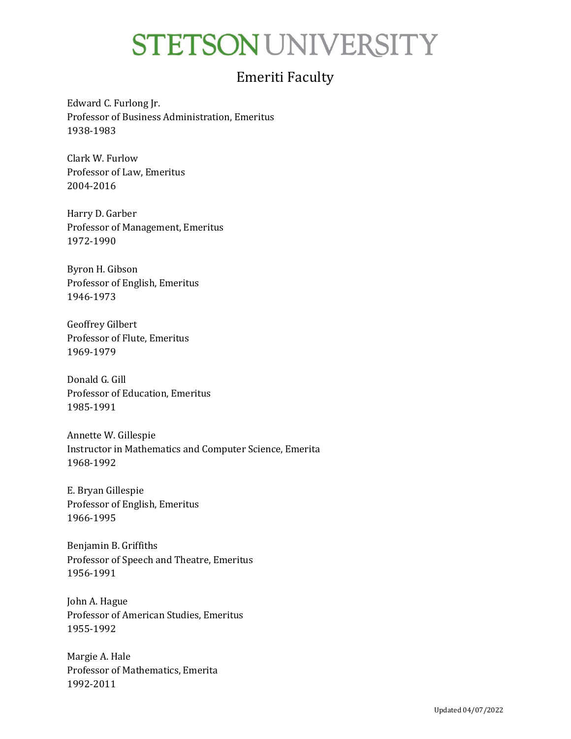# STETSON UNIVERSITY

## Emeriti Faculty

Edward C. Furlong Jr.
Professor of Business Administration, Emeritus
1938-1983

Clark W. Furlow
Professor of Law, Emeritus
2004-2016

Harry D. Garber
Professor of Management, Emeritus
1972-1990

Byron H. Gibson
Professor of English, Emeritus
1946-1973

Geoffrey Gilbert
Professor of Flute, Emeritus
1969-1979

Donald G. Gill
Professor of Education, Emeritus
1985-1991

Annette W. Gillespie
Instructor in Mathematics and Computer Science, Emerita
1968-1992

E. Bryan Gillespie
Professor of English, Emeritus
1966-1995

Benjamin B. Griffiths
Professor of Speech and Theatre, Emeritus
1956-1991

John A. Hague
Professor of American Studies, Emeritus
1955-1992

Margie A. Hale
Professor of Mathematics, Emerita
1992-2011

Updated 04/07/2022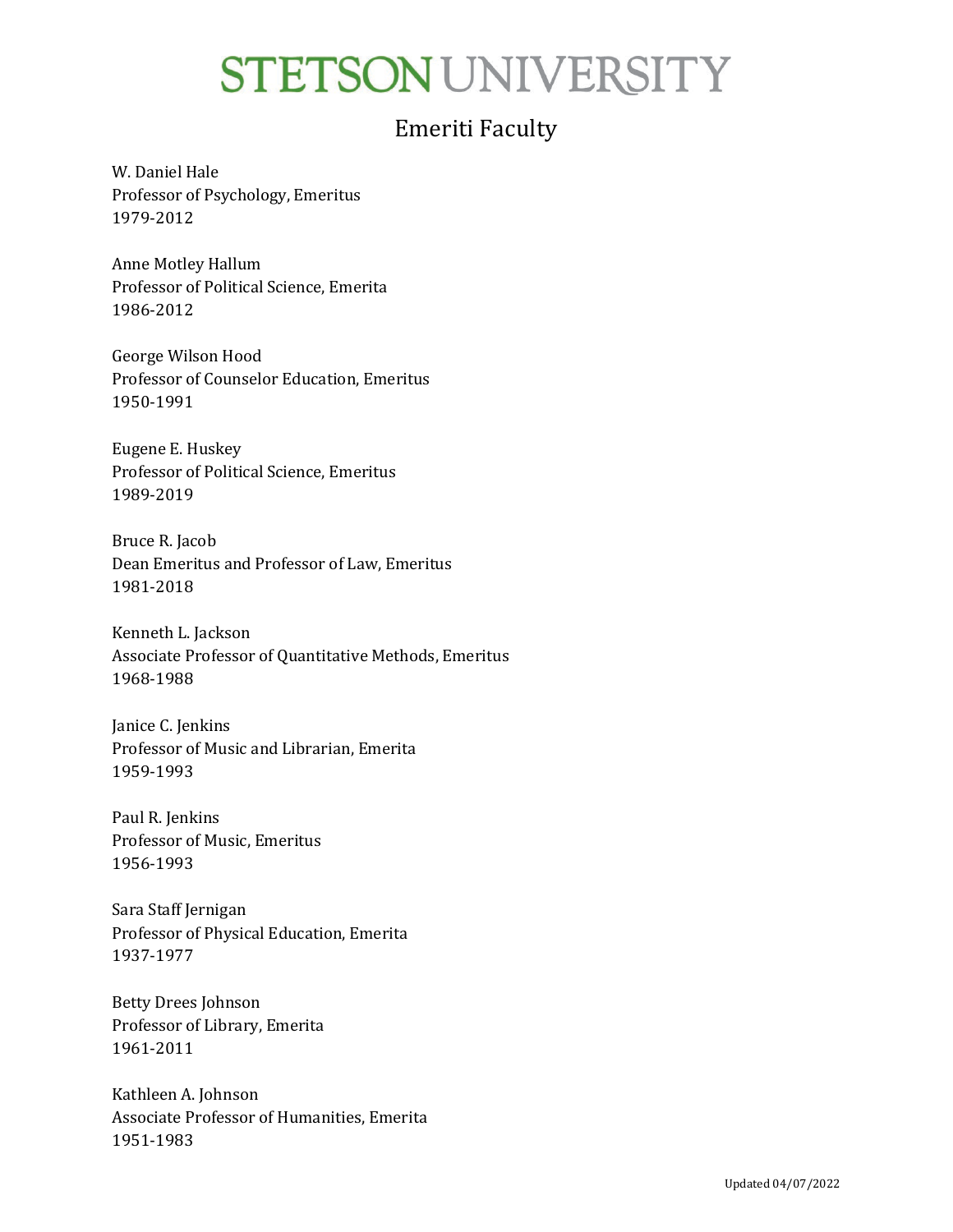# STETSON UNIVERSITY

## Emeriti Faculty

W. Daniel Hale
Professor of Psychology, Emeritus
1979-2012

Anne Motley Hallum
Professor of Political Science, Emerita
1986-2012

George Wilson Hood
Professor of Counselor Education, Emeritus
1950-1991

Eugene E. Huskey
Professor of Political Science, Emeritus
1989-2019

Bruce R. Jacob
Dean Emeritus and Professor of Law, Emeritus
1981-2018

Kenneth L. Jackson
Associate Professor of Quantitative Methods, Emeritus
1968-1988

Janice C. Jenkins
Professor of Music and Librarian, Emerita
1959-1993

Paul R. Jenkins
Professor of Music, Emeritus
1956-1993

Sara Staff Jernigan
Professor of Physical Education, Emerita
1937-1977

Betty Drees Johnson
Professor of Library, Emerita
1961-2011

Kathleen A. Johnson
Associate Professor of Humanities, Emerita
1951-1983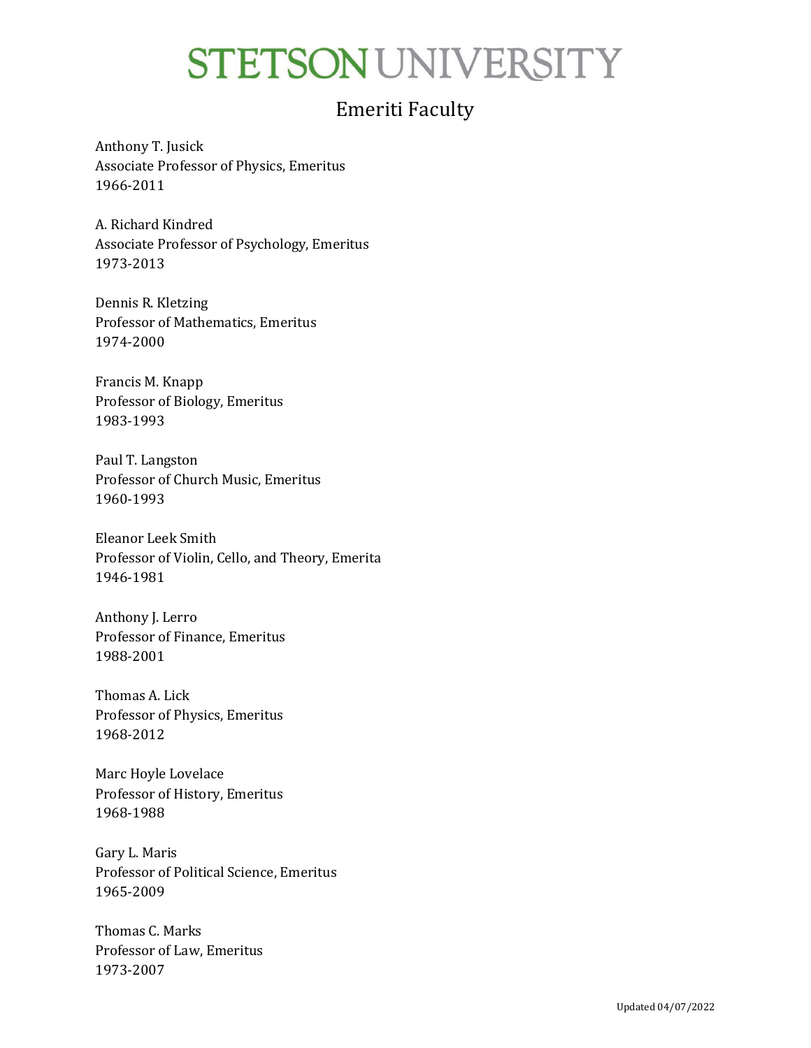# STETSON UNIVERSITY

## Emeriti Faculty

Anthony T. Jusick
Associate Professor of Physics, Emeritus
1966-2011

A. Richard Kindred
Associate Professor of Psychology, Emeritus
1973-2013

Dennis R. Kletzing
Professor of Mathematics, Emeritus
1974-2000

Francis M. Knapp
Professor of Biology, Emeritus
1983-1993

Paul T. Langston
Professor of Church Music, Emeritus
1960-1993

Eleanor Leek Smith
Professor of Violin, Cello, and Theory, Emerita
1946-1981

Anthony J. Lerro
Professor of Finance, Emeritus
1988-2001

Thomas A. Lick
Professor of Physics, Emeritus
1968-2012

Marc Hoyle Lovelace
Professor of History, Emeritus
1968-1988

Gary L. Maris
Professor of Political Science, Emeritus
1965-2009

Thomas C. Marks
Professor of Law, Emeritus
1973-2007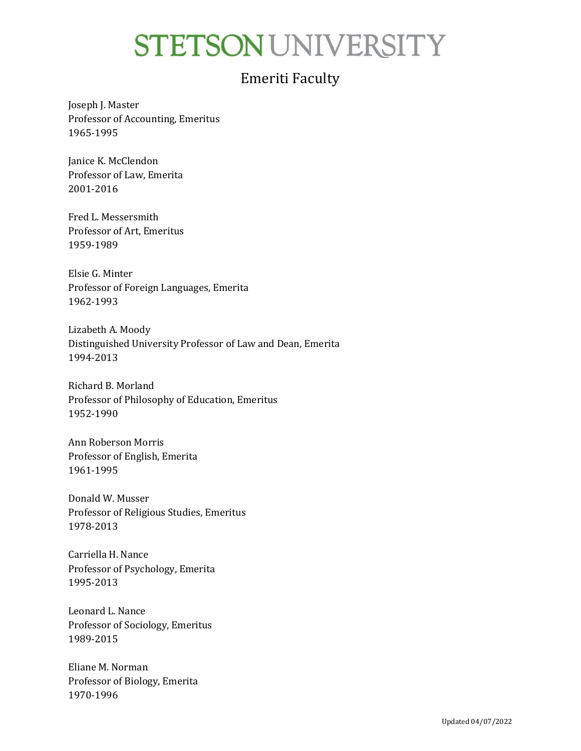# STETSON UNIVERSITY

## Emeriti Faculty

Joseph J. Master
Professor of Accounting, Emeritus
1965-1995

Janice K. McClendon
Professor of Law, Emerita
2001-2016

Fred L. Messersmith
Professor of Art, Emeritus
1959-1989

Elsie G. Minter
Professor of Foreign Languages, Emerita
1962-1993

Lizabeth A. Moody
Distinguished University Professor of Law and Dean, Emerita
1994-2013

Richard B. Morland
Professor of Philosophy of Education, Emeritus
1952-1990

Ann Roberson Morris
Professor of English, Emerita
1961-1995

Donald W. Musser
Professor of Religious Studies, Emeritus
1978-2013

Carriella H. Nance
Professor of Psychology, Emerita
1995-2013

Leonard L. Nance
Professor of Sociology, Emeritus
1989-2015

Eliane M. Norman
Professor of Biology, Emerita
1970-1996

Updated 04/07/2022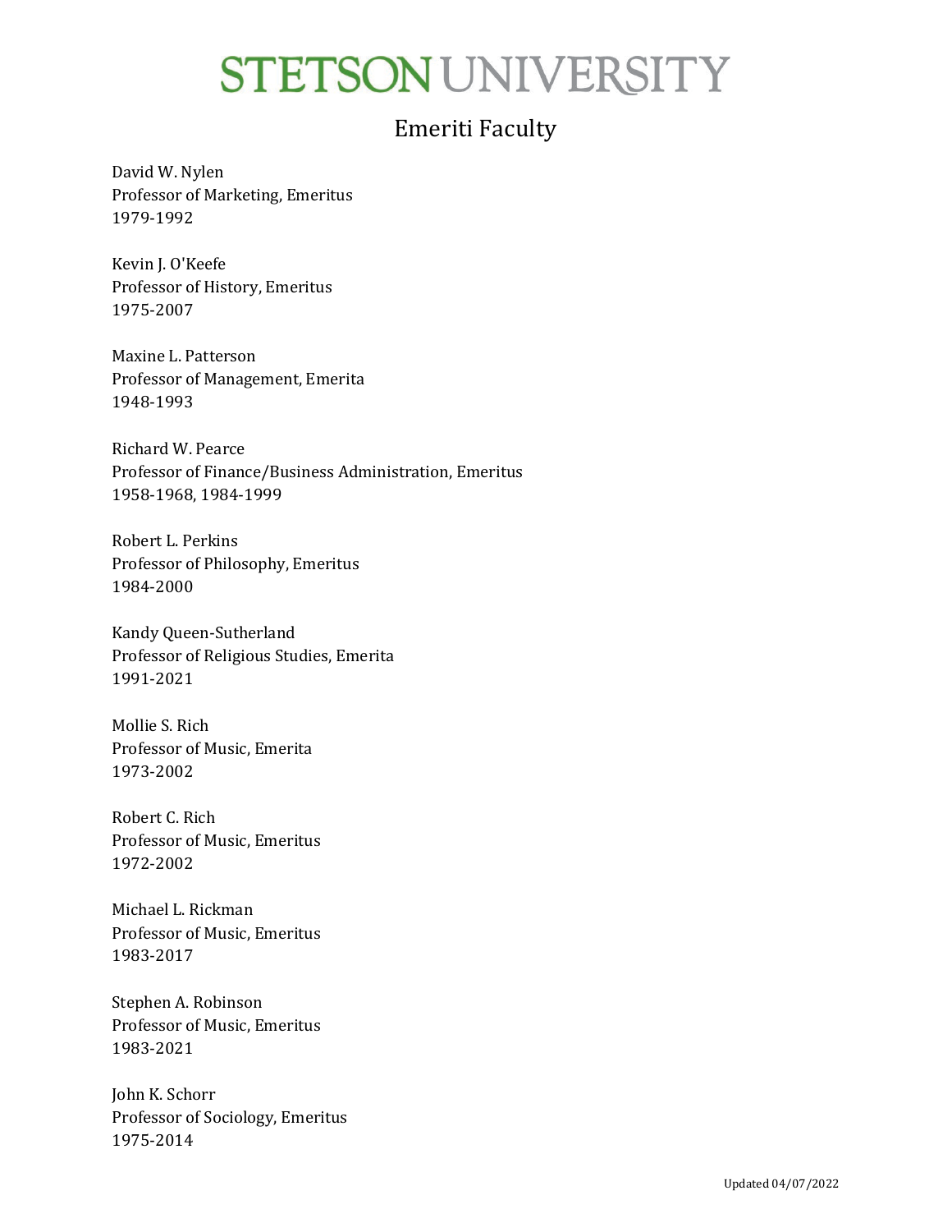# STETSON UNIVERSITY

## Emeriti Faculty

David W. Nylen
Professor of Marketing, Emeritus
1979-1992

Kevin J. O'Keefe
Professor of History, Emeritus
1975-2007

Maxine L. Patterson
Professor of Management, Emerita
1948-1993

Richard W. Pearce
Professor of Finance/Business Administration, Emeritus
1958-1968, 1984-1999

Robert L. Perkins
Professor of Philosophy, Emeritus
1984-2000

Kandy Queen-Sutherland
Professor of Religious Studies, Emerita
1991-2021

Mollie S. Rich
Professor of Music, Emerita
1973-2002

Robert C. Rich
Professor of Music, Emeritus
1972-2002

Michael L. Rickman
Professor of Music, Emeritus
1983-2017

Stephen A. Robinson
Professor of Music, Emeritus
1983-2021

John K. Schorr
Professor of Sociology, Emeritus
1975-2014

Updated 04/07/2022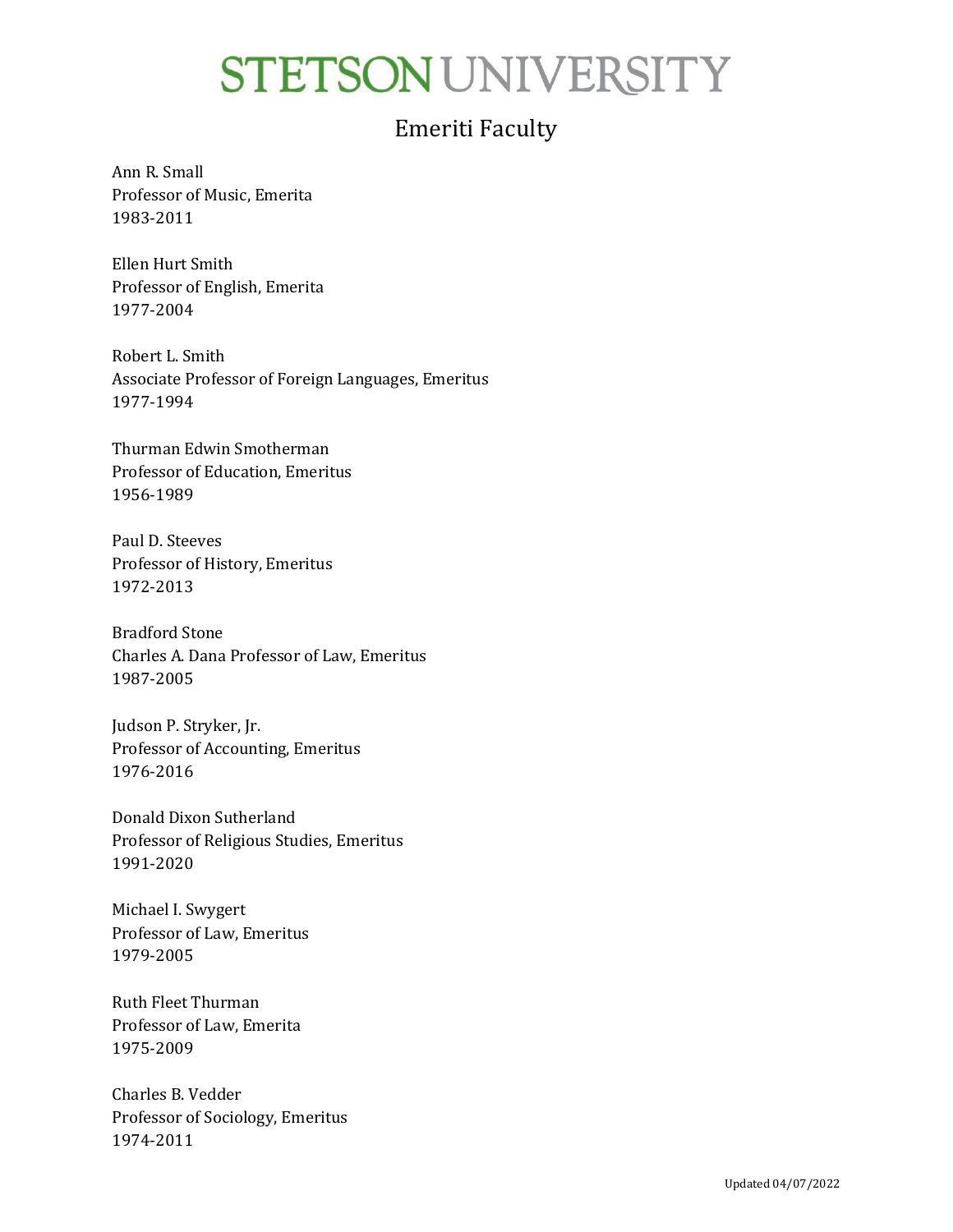# STETSON UNIVERSITY

## Emeriti Faculty

Ann R. Small
Professor of Music, Emerita
1983-2011

Ellen Hurt Smith
Professor of English, Emerita
1977-2004

Robert L. Smith
Associate Professor of Foreign Languages, Emeritus
1977-1994

Thurman Edwin Smotherman
Professor of Education, Emeritus
1956-1989

Paul D. Steeves
Professor of History, Emeritus
1972-2013

Bradford Stone
Charles A. Dana Professor of Law, Emeritus
1987-2005

Judson P. Stryker, Jr.
Professor of Accounting, Emeritus
1976-2016

Donald Dixon Sutherland
Professor of Religious Studies, Emeritus
1991-2020

Michael I. Swygert
Professor of Law, Emeritus
1979-2005

Ruth Fleet Thurman
Professor of Law, Emerita
1975-2009

Charles B. Vedder
Professor of Sociology, Emeritus
1974-2011

Updated 04/07/2022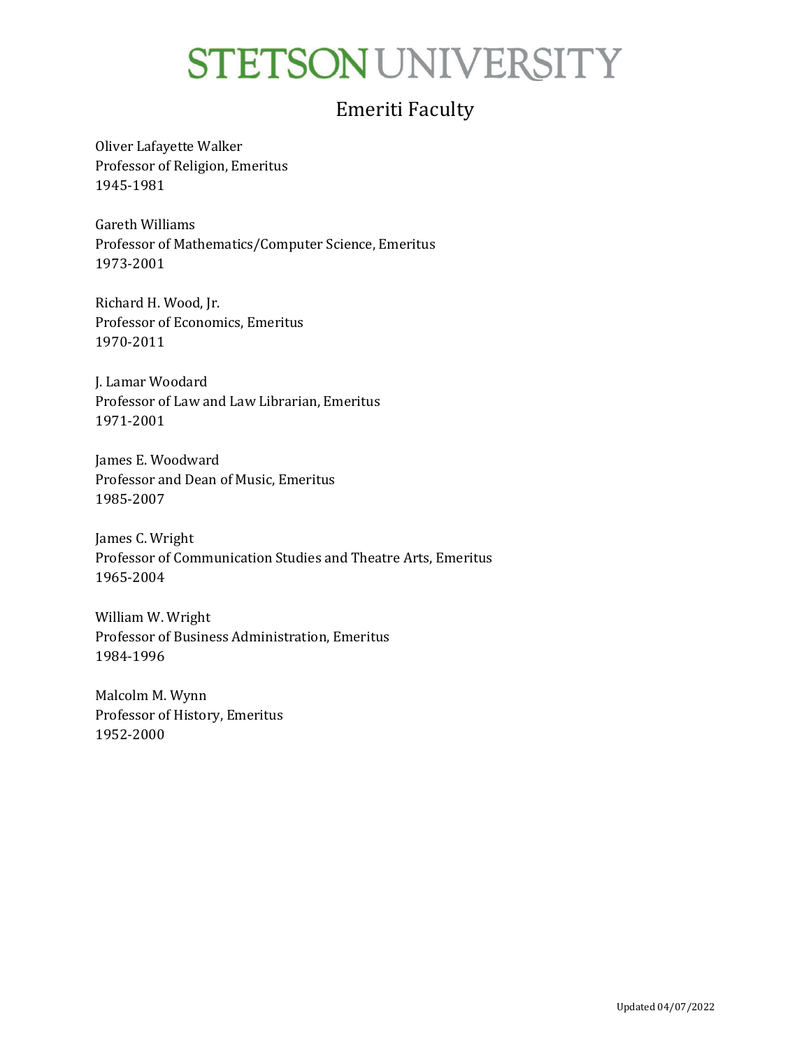# STETSON UNIVERSITY

## Emeriti Faculty

Oliver Lafayette Walker
Professor of Religion, Emeritus
1945-1981

Gareth Williams
Professor of Mathematics/Computer Science, Emeritus
1973-2001

Richard H. Wood, Jr.
Professor of Economics, Emeritus
1970-2011

J. Lamar Woodard
Professor of Law and Law Librarian, Emeritus
1971-2001

James E. Woodward
Professor and Dean of Music, Emeritus
1985-2007

James C. Wright
Professor of Communication Studies and Theatre Arts, Emeritus
1965-2004

William W. Wright
Professor of Business Administration, Emeritus
1984-1996

Malcolm M. Wynn
Professor of History, Emeritus
1952-2000

Updated 04/07/2022